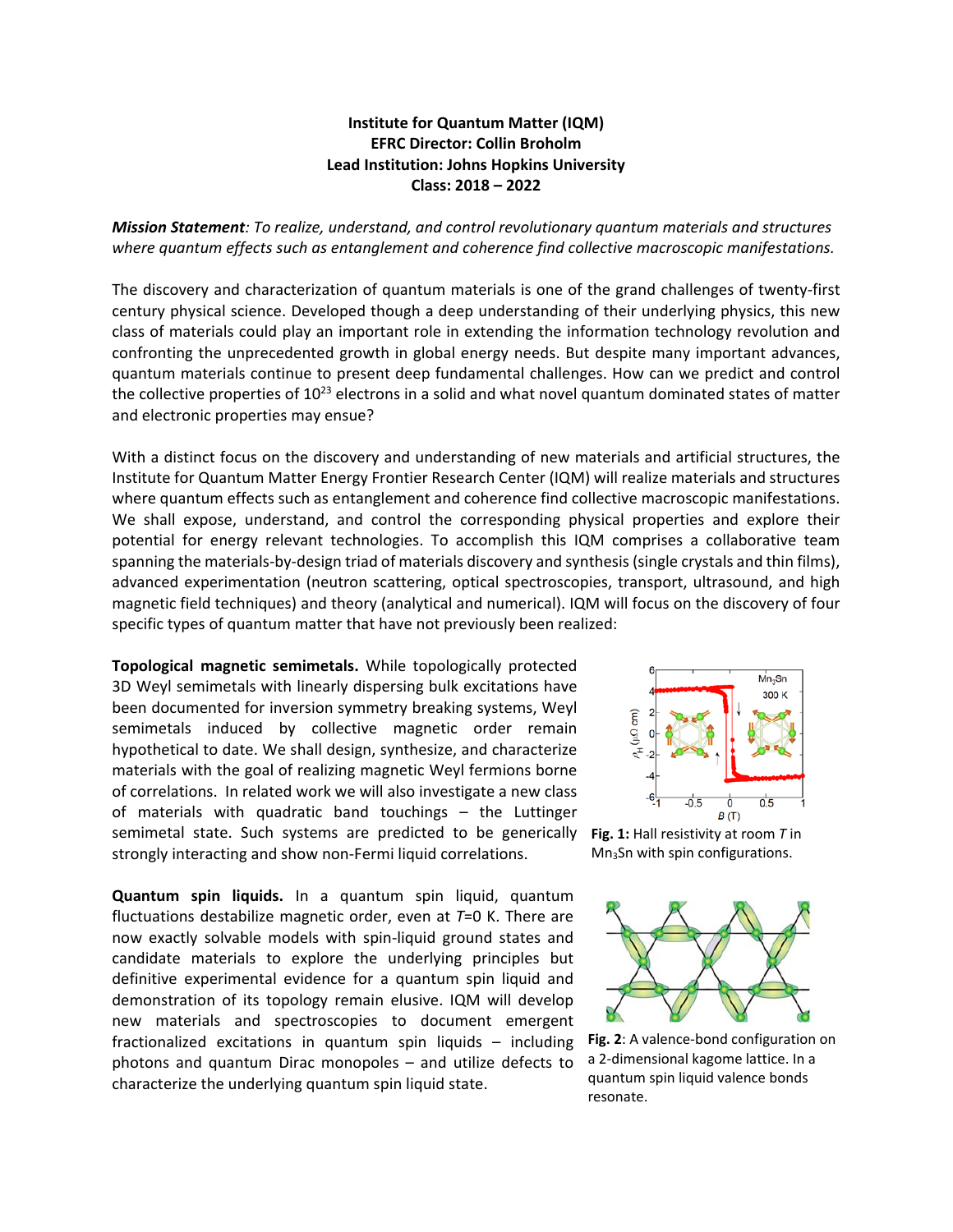**Institute for Quantum Matter (IQM)**
**EFRC Director: Collin Broholm**
**Lead Institution: Johns Hopkins University**
**Class: 2018 – 2022**

***Mission Statement****: To realize, understand, and control revolutionary quantum materials and structures where quantum effects such as entanglement and coherence find collective macroscopic manifestations.*

The discovery and characterization of quantum materials is one of the grand challenges of twenty-first century physical science. Developed though a deep understanding of their underlying physics, this new class of materials could play an important role in extending the information technology revolution and confronting the unprecedented growth in global energy needs. But despite many important advances, quantum materials continue to present deep fundamental challenges. How can we predict and control the collective properties of $10^{23}$ electrons in a solid and what novel quantum dominated states of matter and electronic properties may ensue?

With a distinct focus on the discovery and understanding of new materials and artificial structures, the Institute for Quantum Matter Energy Frontier Research Center (IQM) will realize materials and structures where quantum effects such as entanglement and coherence find collective macroscopic manifestations. We shall expose, understand, and control the corresponding physical properties and explore their potential for energy relevant technologies. To accomplish this IQM comprises a collaborative team spanning the materials-by-design triad of materials discovery and synthesis (single crystals and thin films), advanced experimentation (neutron scattering, optical spectroscopies, transport, ultrasound, and high magnetic field techniques) and theory (analytical and numerical). IQM will focus on the discovery of four specific types of quantum matter that have not previously been realized:

**Topological magnetic semimetals.** While topologically protected 3D Weyl semimetals with linearly dispersing bulk excitations have been documented for inversion symmetry breaking systems, Weyl semimetals induced by collective magnetic order remain hypothetical to date. We shall design, synthesize, and characterize materials with the goal of realizing magnetic Weyl fermions borne of correlations. In related work we will also investigate a new class of materials with quadratic band touchings – the Luttinger semimetal state. Such systems are predicted to be generically strongly interacting and show non-Fermi liquid correlations.

**Fig. 1:** Hall resistivity at room $T$ in $Mn_3Sn$ with spin configurations.

**Quantum spin liquids.** In a quantum spin liquid, quantum fluctuations destabilize magnetic order, even at $T$=0 K. There are now exactly solvable models with spin-liquid ground states and candidate materials to explore the underlying principles but definitive experimental evidence for a quantum spin liquid and demonstration of its topology remain elusive. IQM will develop new materials and spectroscopies to document emergent fractionalized excitations in quantum spin liquids – including photons and quantum Dirac monopoles – and utilize defects to characterize the underlying quantum spin liquid state.

**Fig. 2**: A valence-bond configuration on a 2-dimensional kagome lattice. In a quantum spin liquid valence bonds resonate.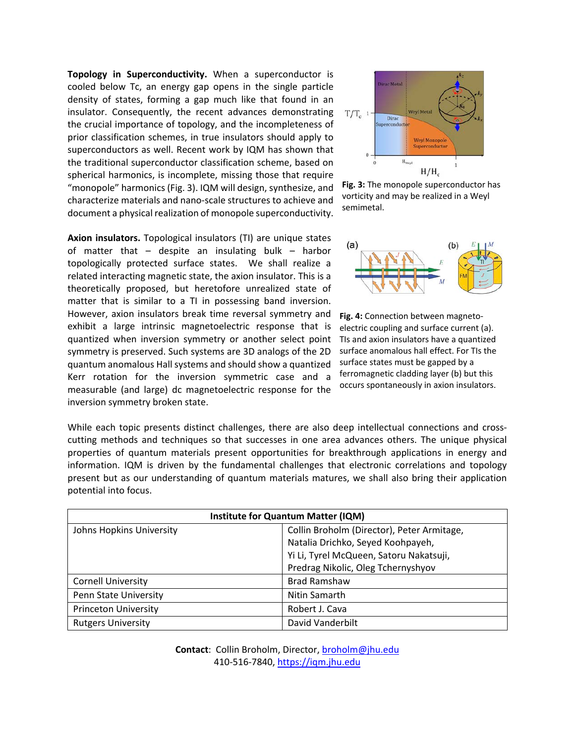**Topology in Superconductivity.** When a superconductor is cooled below Tc, an energy gap opens in the single particle density of states, forming a gap much like that found in an insulator. Consequently, the recent advances demonstrating the crucial importance of topology, and the incompleteness of prior classification schemes, in true insulators should apply to superconductors as well. Recent work by IQM has shown that the traditional superconductor classification scheme, based on spherical harmonics, is incomplete, missing those that require "monopole" harmonics (Fig. 3). IQM will design, synthesize, and characterize materials and nano-scale structures to achieve and document a physical realization of monopole superconductivity.

Dirac Metal
Weyl Metal
Dirac Superconductor
Weyl Monopole Superconductor
$T/T_c$
1
0
0
$H_{Weyl}$
1
$H/H_c$
$k_z$
$k_y$
$k_x$

**Fig. 3:** The monopole superconductor has vorticity and may be realized in a Weyl semimetal.

**Axion insulators.** Topological insulators (TI) are unique states of matter that – despite an insulating bulk – harbor topologically protected surface states. We shall realize a related interacting magnetic state, the axion insulator. This is a theoretically proposed, but heretofore unrealized state of matter that is similar to a TI in possessing band inversion. However, axion insulators break time reversal symmetry and exhibit a large intrinsic magnetoelectric response that is quantized when inversion symmetry or another select point symmetry is preserved. Such systems are 3D analogs of the 2D quantum anomalous Hall systems and should show a quantized Kerr rotation for the inversion symmetric case and a measurable (and large) dc magnetoelectric response for the inversion symmetry broken state.

(a)
$J$
$E$
$M$
(b)
$E$
$M$
TI
FM
$J$

**Fig. 4:** Connection between magneto-electric coupling and surface current (a). TIs and axion insulators have a quantized surface anomalous hall effect. For TIs the surface states must be gapped by a ferromagnetic cladding layer (b) but this occurs spontaneously in axion insulators.

While each topic presents distinct challenges, there are also deep intellectual connections and cross-cutting methods and techniques so that successes in one area advances others. The unique physical properties of quantum materials present opportunities for breakthrough applications in energy and information. IQM is driven by the fundamental challenges that electronic correlations and topology present but as our understanding of quantum materials matures, we shall also bring their application potential into focus.

| **Institute for Quantum Matter (IQM)** | |
|---|---|
| Johns Hopkins University | Collin Broholm (Director), Peter Armitage, Natalia Drichko, Seyed Koohpayeh, Yi Li, Tyrel McQueen, Satoru Nakatsuji, Predrag Nikolic, Oleg Tchernyshyov |
| Cornell University | Brad Ramshaw |
| Penn State University | Nitin Samarth |
| Princeton University | Robert J. Cava |
| Rutgers University | David Vanderbilt |

**Contact**: Collin Broholm, Director, broholm@jhu.edu
410-516-7840, https://iqm.jhu.edu